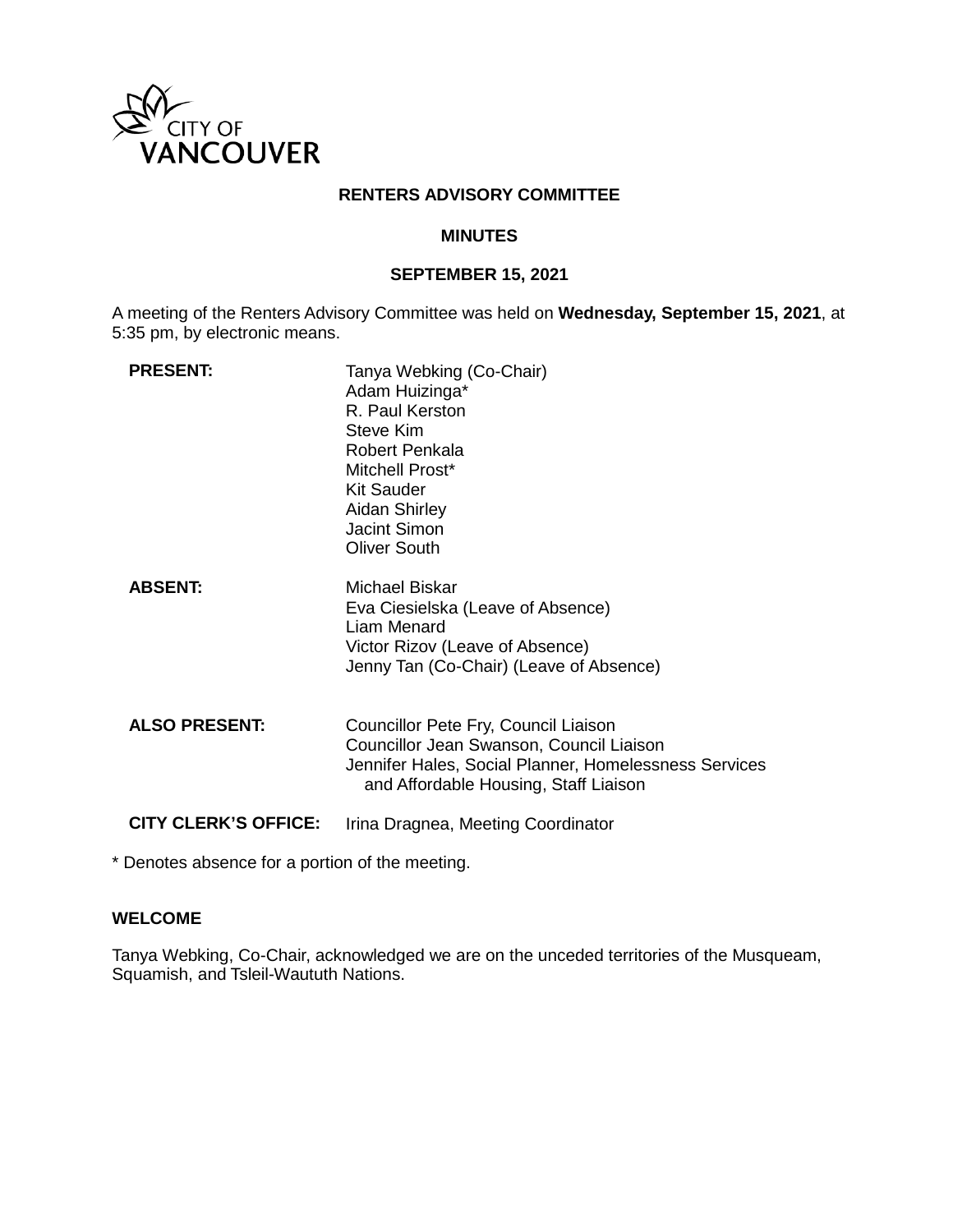CITY OF VANCOUVER

**RENTERS ADVISORY COMMITTEE**

**MINUTES**

**SEPTEMBER 15, 2021**

A meeting of the Renters Advisory Committee was held on **Wednesday, September 15, 2021**, at 5:35 pm, by electronic means.

| | |
|---|---|
| **PRESENT:** | Tanya Webking (Co-Chair)<br>Adam Huizinga*<br>R. Paul Kerston<br>Steve Kim<br>Robert Penkala<br>Mitchell Prost*<br>Kit Sauder<br>Aidan Shirley<br>Jacint Simon<br>Oliver South |
| **ABSENT:** | Michael Biskar<br>Eva Ciesielska (Leave of Absence)<br>Liam Menard<br>Victor Rizov (Leave of Absence)<br>Jenny Tan (Co-Chair) (Leave of Absence) |
| **ALSO PRESENT:** | Councillor Pete Fry, Council Liaison<br>Councillor Jean Swanson, Council Liaison<br>Jennifer Hales, Social Planner, Homelessness Services and Affordable Housing, Staff Liaison |
| **CITY CLERK'S OFFICE:** | Irina Dragnea, Meeting Coordinator |

* Denotes absence for a portion of the meeting.

**WELCOME**

Tanya Webking, Co-Chair, acknowledged we are on the unceded territories of the Musqueam, Squamish, and Tsleil-Waututh Nations.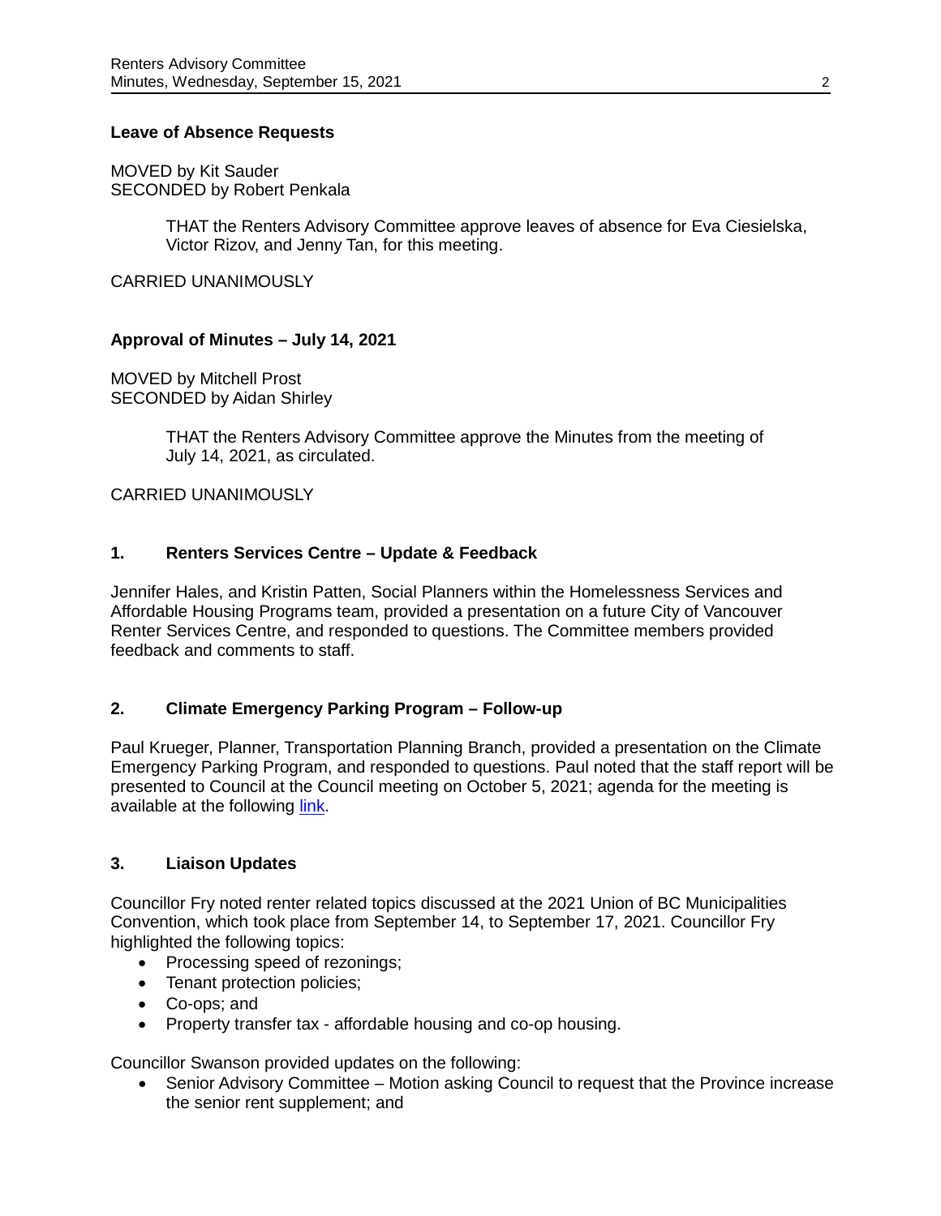**Leave of Absence Requests**

MOVED by Kit Sauder
SECONDED by Robert Penkala

> THAT the Renters Advisory Committee approve leaves of absence for Eva Ciesielska, Victor Rizov, and Jenny Tan, for this meeting.

CARRIED UNANIMOUSLY

**Approval of Minutes – July 14, 2021**

MOVED by Mitchell Prost
SECONDED by Aidan Shirley

> THAT the Renters Advisory Committee approve the Minutes from the meeting of July 14, 2021, as circulated.

CARRIED UNANIMOUSLY

## 1. Renters Services Centre – Update & Feedback

Jennifer Hales, and Kristin Patten, Social Planners within the Homelessness Services and Affordable Housing Programs team, provided a presentation on a future City of Vancouver Renter Services Centre, and responded to questions. The Committee members provided feedback and comments to staff.

## 2. Climate Emergency Parking Program – Follow-up

Paul Krueger, Planner, Transportation Planning Branch, provided a presentation on the Climate Emergency Parking Program, and responded to questions. Paul noted that the staff report will be presented to Council at the Council meeting on October 5, 2021; agenda for the meeting is available at the following link.

## 3. Liaison Updates

Councillor Fry noted renter related topics discussed at the 2021 Union of BC Municipalities Convention, which took place from September 14, to September 17, 2021. Councillor Fry highlighted the following topics:

- Processing speed of rezonings;
- Tenant protection policies;
- Co-ops; and
- Property transfer tax - affordable housing and co-op housing.

Councillor Swanson provided updates on the following:

- Senior Advisory Committee – Motion asking Council to request that the Province increase the senior rent supplement; and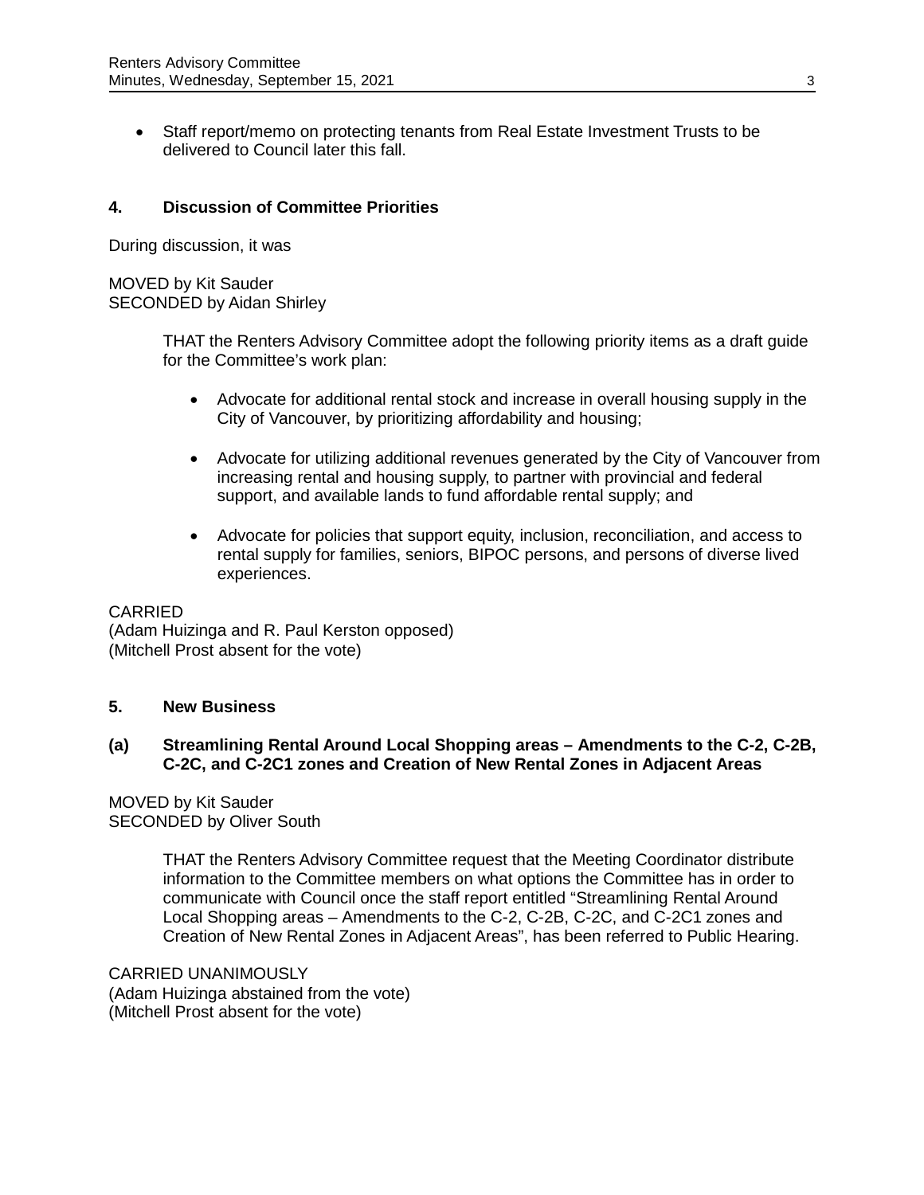- Staff report/memo on protecting tenants from Real Estate Investment Trusts to be delivered to Council later this fall.

## 4. Discussion of Committee Priorities

During discussion, it was

MOVED by Kit Sauder
SECONDED by Aidan Shirley

> THAT the Renters Advisory Committee adopt the following priority items as a draft guide for the Committee's work plan:
>
> - Advocate for additional rental stock and increase in overall housing supply in the City of Vancouver, by prioritizing affordability and housing;
>
> - Advocate for utilizing additional revenues generated by the City of Vancouver from increasing rental and housing supply, to partner with provincial and federal support, and available lands to fund affordable rental supply; and
>
> - Advocate for policies that support equity, inclusion, reconciliation, and access to rental supply for families, seniors, BIPOC persons, and persons of diverse lived experiences.

CARRIED
(Adam Huizinga and R. Paul Kerston opposed)
(Mitchell Prost absent for the vote)

## 5. New Business

### (a) Streamlining Rental Around Local Shopping areas – Amendments to the C-2, C-2B, C-2C, and C-2C1 zones and Creation of New Rental Zones in Adjacent Areas

MOVED by Kit Sauder
SECONDED by Oliver South

> THAT the Renters Advisory Committee request that the Meeting Coordinator distribute information to the Committee members on what options the Committee has in order to communicate with Council once the staff report entitled "Streamlining Rental Around Local Shopping areas – Amendments to the C-2, C-2B, C-2C, and C-2C1 zones and Creation of New Rental Zones in Adjacent Areas", has been referred to Public Hearing.

CARRIED UNANIMOUSLY
(Adam Huizinga abstained from the vote)
(Mitchell Prost absent for the vote)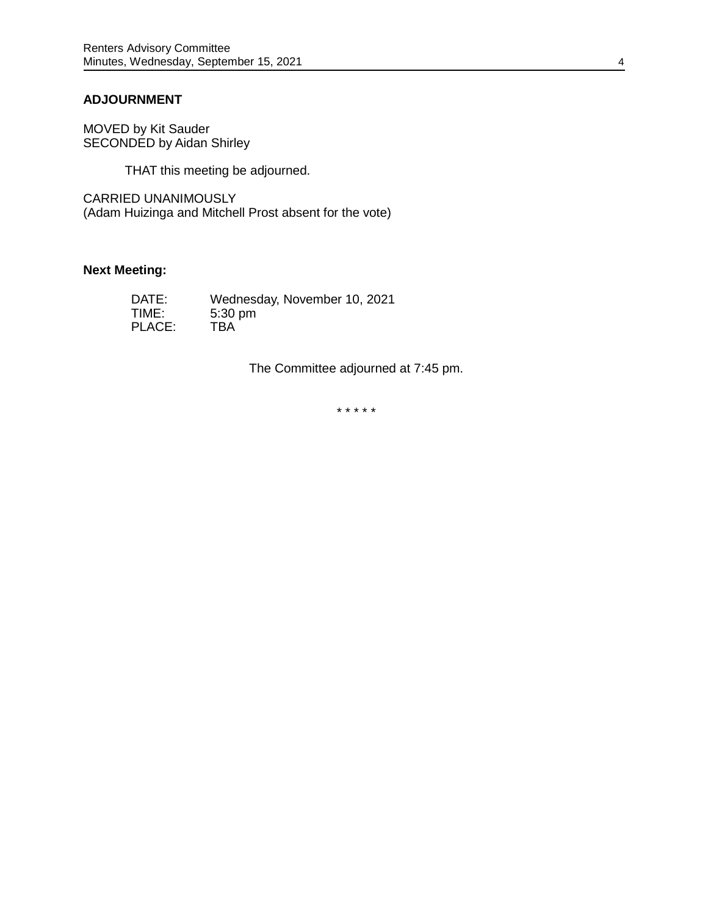## ADJOURNMENT

MOVED by Kit Sauder
SECONDED by Aidan Shirley

THAT this meeting be adjourned.

CARRIED UNANIMOUSLY
(Adam Huizinga and Mitchell Prost absent for the vote)

**Next Meeting:**

DATE: Wednesday, November 10, 2021
TIME: 5:30 pm
PLACE: TBA

The Committee adjourned at 7:45 pm.

* * * * *